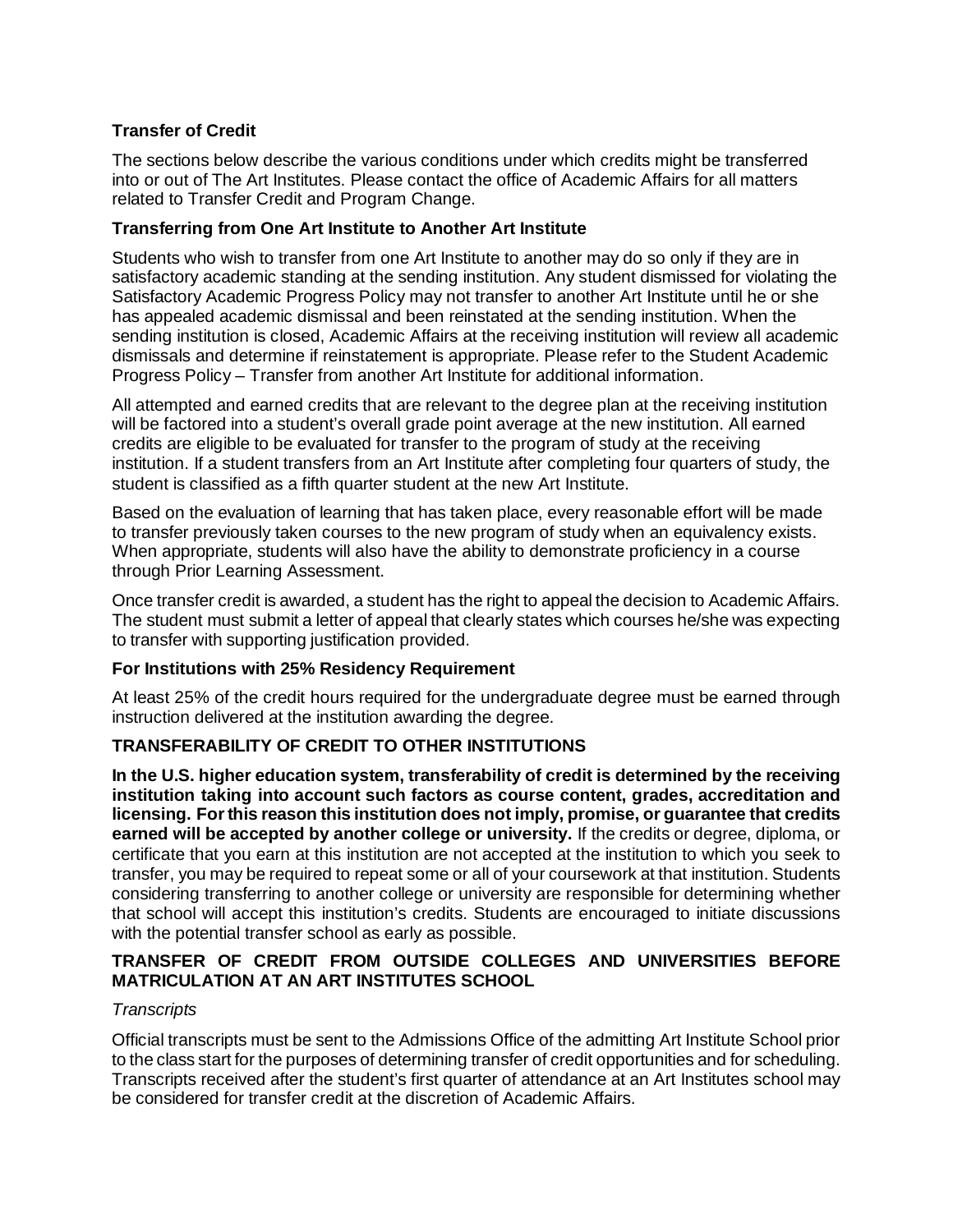## Transfer of Credit

The sections below describe the various conditions under which credits might be transferred into or out of The Art Institutes. Please contact the office of Academic Affairs for all matters related to Transfer Credit and Program Change.

### Transferring from One Art Institute to Another Art Institute

Students who wish to transfer from one Art Institute to another may do so only if they are in satisfactory academic standing at the sending institution. Any student dismissed for violating the Satisfactory Academic Progress Policy may not transfer to another Art Institute until he or she has appealed academic dismissal and been reinstated at the sending institution. When the sending institution is closed, Academic Affairs at the receiving institution will review all academic dismissals and determine if reinstatement is appropriate. Please refer to the Student Academic Progress Policy – Transfer from another Art Institute for additional information.

All attempted and earned credits that are relevant to the degree plan at the receiving institution will be factored into a student's overall grade point average at the new institution. All earned credits are eligible to be evaluated for transfer to the program of study at the receiving institution. If a student transfers from an Art Institute after completing four quarters of study, the student is classified as a fifth quarter student at the new Art Institute.

Based on the evaluation of learning that has taken place, every reasonable effort will be made to transfer previously taken courses to the new program of study when an equivalency exists. When appropriate, students will also have the ability to demonstrate proficiency in a course through Prior Learning Assessment.

Once transfer credit is awarded, a student has the right to appeal the decision to Academic Affairs. The student must submit a letter of appeal that clearly states which courses he/she was expecting to transfer with supporting justification provided.

### For Institutions with 25% Residency Requirement

At least 25% of the credit hours required for the undergraduate degree must be earned through instruction delivered at the institution awarding the degree.

### TRANSFERABILITY OF CREDIT TO OTHER INSTITUTIONS

**In the U.S. higher education system, transferability of credit is determined by the receiving institution taking into account such factors as course content, grades, accreditation and licensing. For this reason this institution does not imply, promise, or guarantee that credits earned will be accepted by another college or university.** If the credits or degree, diploma, or certificate that you earn at this institution are not accepted at the institution to which you seek to transfer, you may be required to repeat some or all of your coursework at that institution. Students considering transferring to another college or university are responsible for determining whether that school will accept this institution's credits. Students are encouraged to initiate discussions with the potential transfer school as early as possible.

### TRANSFER OF CREDIT FROM OUTSIDE COLLEGES AND UNIVERSITIES BEFORE MATRICULATION AT AN ART INSTITUTES SCHOOL

*Transcripts*

Official transcripts must be sent to the Admissions Office of the admitting Art Institute School prior to the class start for the purposes of determining transfer of credit opportunities and for scheduling. Transcripts received after the student's first quarter of attendance at an Art Institutes school may be considered for transfer credit at the discretion of Academic Affairs.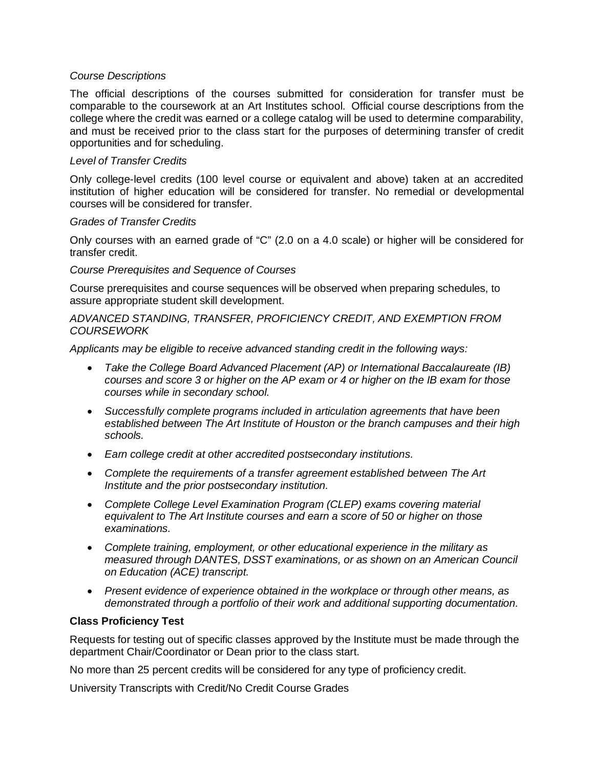*Course Descriptions*

The official descriptions of the courses submitted for consideration for transfer must be comparable to the coursework at an Art Institutes school. Official course descriptions from the college where the credit was earned or a college catalog will be used to determine comparability, and must be received prior to the class start for the purposes of determining transfer of credit opportunities and for scheduling.

*Level of Transfer Credits*

Only college-level credits (100 level course or equivalent and above) taken at an accredited institution of higher education will be considered for transfer. No remedial or developmental courses will be considered for transfer.

*Grades of Transfer Credits*

Only courses with an earned grade of "C" (2.0 on a 4.0 scale) or higher will be considered for transfer credit.

*Course Prerequisites and Sequence of Courses*

Course prerequisites and course sequences will be observed when preparing schedules, to assure appropriate student skill development.

*ADVANCED STANDING, TRANSFER, PROFICIENCY CREDIT, AND EXEMPTION FROM COURSEWORK*

*Applicants may be eligible to receive advanced standing credit in the following ways:*

- *Take the College Board Advanced Placement (AP) or International Baccalaureate (IB) courses and score 3 or higher on the AP exam or 4 or higher on the IB exam for those courses while in secondary school.*
- *Successfully complete programs included in articulation agreements that have been established between The Art Institute of Houston or the branch campuses and their high schools.*
- *Earn college credit at other accredited postsecondary institutions.*
- *Complete the requirements of a transfer agreement established between The Art Institute and the prior postsecondary institution.*
- *Complete College Level Examination Program (CLEP) exams covering material equivalent to The Art Institute courses and earn a score of 50 or higher on those examinations.*
- *Complete training, employment, or other educational experience in the military as measured through DANTES, DSST examinations, or as shown on an American Council on Education (ACE) transcript.*
- *Present evidence of experience obtained in the workplace or through other means, as demonstrated through a portfolio of their work and additional supporting documentation.*

**Class Proficiency Test**

Requests for testing out of specific classes approved by the Institute must be made through the department Chair/Coordinator or Dean prior to the class start.

No more than 25 percent credits will be considered for any type of proficiency credit.

University Transcripts with Credit/No Credit Course Grades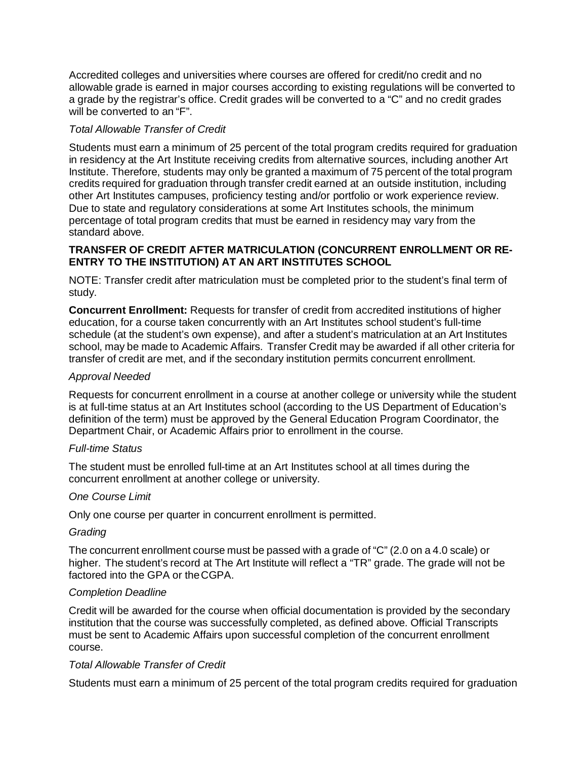Accredited colleges and universities where courses are offered for credit/no credit and no allowable grade is earned in major courses according to existing regulations will be converted to a grade by the registrar's office. Credit grades will be converted to a "C" and no credit grades will be converted to an "F".

*Total Allowable Transfer of Credit*

Students must earn a minimum of 25 percent of the total program credits required for graduation in residency at the Art Institute receiving credits from alternative sources, including another Art Institute. Therefore, students may only be granted a maximum of 75 percent of the total program credits required for graduation through transfer credit earned at an outside institution, including other Art Institutes campuses, proficiency testing and/or portfolio or work experience review. Due to state and regulatory considerations at some Art Institutes schools, the minimum percentage of total program credits that must be earned in residency may vary from the standard above.

**TRANSFER OF CREDIT AFTER MATRICULATION (CONCURRENT ENROLLMENT OR RE-ENTRY TO THE INSTITUTION) AT AN ART INSTITUTES SCHOOL**

NOTE: Transfer credit after matriculation must be completed prior to the student's final term of study.

**Concurrent Enrollment:** Requests for transfer of credit from accredited institutions of higher education, for a course taken concurrently with an Art Institutes school student's full-time schedule (at the student's own expense), and after a student's matriculation at an Art Institutes school, may be made to Academic Affairs. Transfer Credit may be awarded if all other criteria for transfer of credit are met, and if the secondary institution permits concurrent enrollment.

*Approval Needed*

Requests for concurrent enrollment in a course at another college or university while the student is at full-time status at an Art Institutes school (according to the US Department of Education's definition of the term) must be approved by the General Education Program Coordinator, the Department Chair, or Academic Affairs prior to enrollment in the course.

*Full-time Status*

The student must be enrolled full-time at an Art Institutes school at all times during the concurrent enrollment at another college or university.

*One Course Limit*

Only one course per quarter in concurrent enrollment is permitted.

*Grading*

The concurrent enrollment course must be passed with a grade of "C" (2.0 on a 4.0 scale) or higher. The student's record at The Art Institute will reflect a "TR" grade. The grade will not be factored into the GPA or the CGPA.

*Completion Deadline*

Credit will be awarded for the course when official documentation is provided by the secondary institution that the course was successfully completed, as defined above. Official Transcripts must be sent to Academic Affairs upon successful completion of the concurrent enrollment course.

*Total Allowable Transfer of Credit*

Students must earn a minimum of 25 percent of the total program credits required for graduation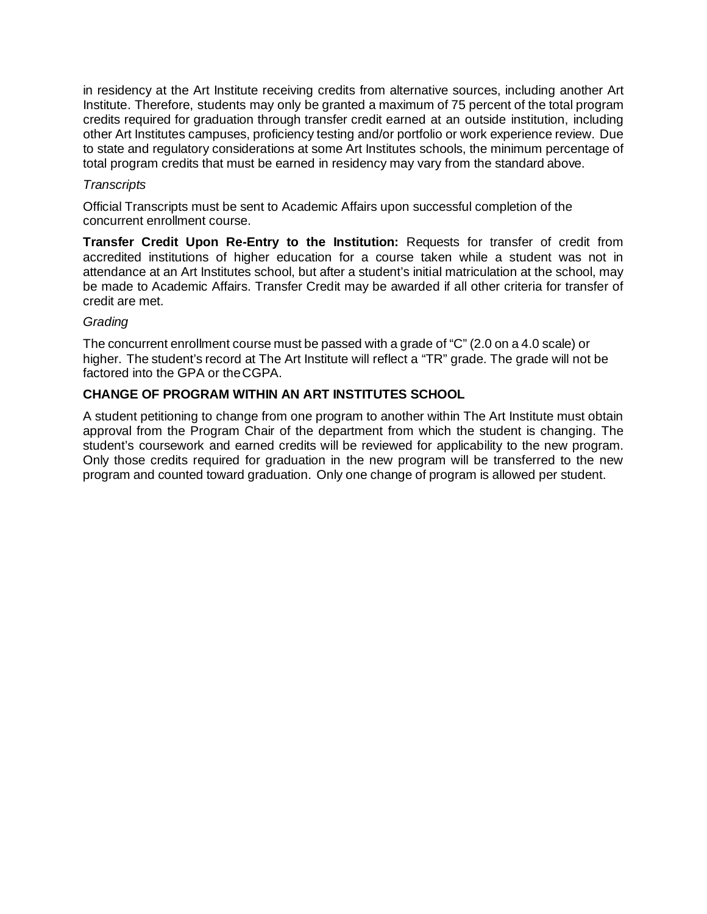in residency at the Art Institute receiving credits from alternative sources, including another Art Institute. Therefore, students may only be granted a maximum of 75 percent of the total program credits required for graduation through transfer credit earned at an outside institution, including other Art Institutes campuses, proficiency testing and/or portfolio or work experience review. Due to state and regulatory considerations at some Art Institutes schools, the minimum percentage of total program credits that must be earned in residency may vary from the standard above.

*Transcripts*

Official Transcripts must be sent to Academic Affairs upon successful completion of the concurrent enrollment course.

**Transfer Credit Upon Re-Entry to the Institution:** Requests for transfer of credit from accredited institutions of higher education for a course taken while a student was not in attendance at an Art Institutes school, but after a student's initial matriculation at the school, may be made to Academic Affairs. Transfer Credit may be awarded if all other criteria for transfer of credit are met.

*Grading*

The concurrent enrollment course must be passed with a grade of "C" (2.0 on a 4.0 scale) or higher. The student's record at The Art Institute will reflect a "TR" grade. The grade will not be factored into the GPA or the CGPA.

## CHANGE OF PROGRAM WITHIN AN ART INSTITUTES SCHOOL

A student petitioning to change from one program to another within The Art Institute must obtain approval from the Program Chair of the department from which the student is changing. The student's coursework and earned credits will be reviewed for applicability to the new program. Only those credits required for graduation in the new program will be transferred to the new program and counted toward graduation. Only one change of program is allowed per student.